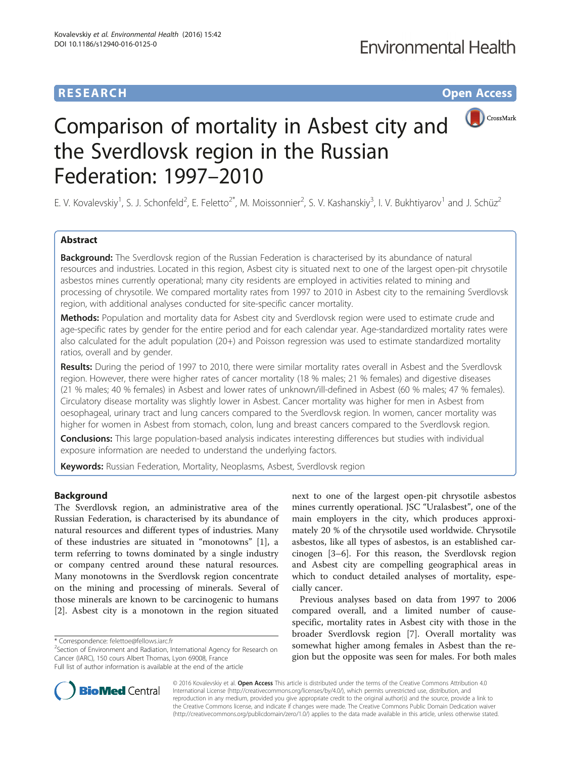# Comparison of mortality in Asbest city and the Sverdlovsk region in the Russian Federation: 1997–2010

E. V. Kovalevskiy[1], S. J. Schonfeld[2], E. Feletto[2*], M. Moissonnier[2], S. V. Kashanskiy[3], I. V. Bukhtiyarov[1] and J. Schüz[2]

## Abstract

**Background:** The Sverdlovsk region of the Russian Federation is characterised by its abundance of natural resources and industries. Located in this region, Asbest city is situated next to one of the largest open-pit chrysotile asbestos mines currently operational; many city residents are employed in activities related to mining and processing of chrysotile. We compared mortality rates from 1997 to 2010 in Asbest city to the remaining Sverdlovsk region, with additional analyses conducted for site-specific cancer mortality.

**Methods:** Population and mortality data for Asbest city and Sverdlovsk region were used to estimate crude and age-specific rates by gender for the entire period and for each calendar year. Age-standardized mortality rates were also calculated for the adult population (20+) and Poisson regression was used to estimate standardized mortality ratios, overall and by gender.

**Results:** During the period of 1997 to 2010, there were similar mortality rates overall in Asbest and the Sverdlovsk region. However, there were higher rates of cancer mortality (18 % males; 21 % females) and digestive diseases (21 % males; 40 % females) in Asbest and lower rates of unknown/ill-defined in Asbest (60 % males; 47 % females). Circulatory disease mortality was slightly lower in Asbest. Cancer mortality was higher for men in Asbest from oesophageal, urinary tract and lung cancers compared to the Sverdlovsk region. In women, cancer mortality was higher for women in Asbest from stomach, colon, lung and breast cancers compared to the Sverdlovsk region.

**Conclusions:** This large population-based analysis indicates interesting differences but studies with individual exposure information are needed to understand the underlying factors.

**Keywords:** Russian Federation, Mortality, Neoplasms, Asbest, Sverdlovsk region

## Background

The Sverdlovsk region, an administrative area of the Russian Federation, is characterised by its abundance of natural resources and different types of industries. Many of these industries are situated in "monotowns" [1], a term referring to towns dominated by a single industry or company centred around these natural resources. Many monotowns in the Sverdlovsk region concentrate on the mining and processing of minerals. Several of those minerals are known to be carcinogenic to humans [2]. Asbest city is a monotown in the region situated next to one of the largest open-pit chrysotile asbestos mines currently operational. JSC "Uralasbest", one of the main employers in the city, which produces approximately 20 % of the chrysotile used worldwide. Chrysotile asbestos, like all types of asbestos, is an established carcinogen [3–6]. For this reason, the Sverdlovsk region and Asbest city are compelling geographical areas in which to conduct detailed analyses of mortality, especially cancer.

Previous analyses based on data from 1997 to 2006 compared overall, and a limited number of cause-specific, mortality rates in Asbest city with those in the broader Sverdlovsk region [7]. Overall mortality was somewhat higher among females in Asbest than the region but the opposite was seen for males. For both males

* Correspondence: felettoe@fellows.iarc.fr
[2]Section of Environment and Radiation, International Agency for Research on Cancer (IARC), 150 cours Albert Thomas, Lyon 69008, France
Full list of author information is available at the end of the article

© 2016 Kovalevskiy et al. **Open Access** This article is distributed under the terms of the Creative Commons Attribution 4.0 International License (http://creativecommons.org/licenses/by/4.0/), which permits unrestricted use, distribution, and reproduction in any medium, provided you give appropriate credit to the original author(s) and the source, provide a link to the Creative Commons license, and indicate if changes were made. The Creative Commons Public Domain Dedication waiver (http://creativecommons.org/publicdomain/zero/1.0/) applies to the data made available in this article, unless otherwise stated.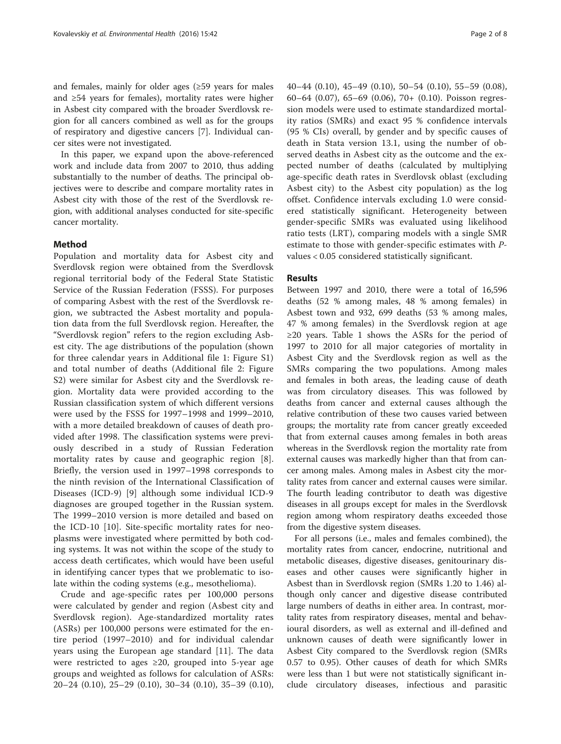and females, mainly for older ages (≥59 years for males and ≥54 years for females), mortality rates were higher in Asbest city compared with the broader Sverdlovsk region for all cancers combined as well as for the groups of respiratory and digestive cancers [7]. Individual cancer sites were not investigated.

In this paper, we expand upon the above-referenced work and include data from 2007 to 2010, thus adding substantially to the number of deaths. The principal objectives were to describe and compare mortality rates in Asbest city with those of the rest of the Sverdlovsk region, with additional analyses conducted for site-specific cancer mortality.

## Method

Population and mortality data for Asbest city and Sverdlovsk region were obtained from the Sverdlovsk regional territorial body of the Federal State Statistic Service of the Russian Federation (FSSS). For purposes of comparing Asbest with the rest of the Sverdlovsk region, we subtracted the Asbest mortality and population data from the full Sverdlovsk region. Hereafter, the "Sverdlovsk region" refers to the region excluding Asbest city. The age distributions of the population (shown for three calendar years in Additional file 1: Figure S1) and total number of deaths (Additional file 2: Figure S2) were similar for Asbest city and the Sverdlovsk region. Mortality data were provided according to the Russian classification system of which different versions were used by the FSSS for 1997–1998 and 1999–2010, with a more detailed breakdown of causes of death provided after 1998. The classification systems were previously described in a study of Russian Federation mortality rates by cause and geographic region [8]. Briefly, the version used in 1997–1998 corresponds to the ninth revision of the International Classification of Diseases (ICD-9) [9] although some individual ICD-9 diagnoses are grouped together in the Russian system. The 1999–2010 version is more detailed and based on the ICD-10 [10]. Site-specific mortality rates for neoplasms were investigated where permitted by both coding systems. It was not within the scope of the study to access death certificates, which would have been useful in identifying cancer types that we problematic to isolate within the coding systems (e.g., mesothelioma).

Crude and age-specific rates per 100,000 persons were calculated by gender and region (Asbest city and Sverdlovsk region). Age-standardized mortality rates (ASRs) per 100,000 persons were estimated for the entire period (1997–2010) and for individual calendar years using the European age standard [11]. The data were restricted to ages ≥20, grouped into 5-year age groups and weighted as follows for calculation of ASRs: 20–24 (0.10), 25–29 (0.10), 30–34 (0.10), 35–39 (0.10), 40–44 (0.10), 45–49 (0.10), 50–54 (0.10), 55–59 (0.08), 60–64 (0.07), 65–69 (0.06), 70+ (0.10). Poisson regression models were used to estimate standardized mortality ratios (SMRs) and exact 95 % confidence intervals (95 % CIs) overall, by gender and by specific causes of death in Stata version 13.1, using the number of observed deaths in Asbest city as the outcome and the expected number of deaths (calculated by multiplying age-specific death rates in Sverdlovsk oblast (excluding Asbest city) to the Asbest city population) as the log offset. Confidence intervals excluding 1.0 were considered statistically significant. Heterogeneity between gender-specific SMRs was evaluated using likelihood ratio tests (LRT), comparing models with a single SMR estimate to those with gender-specific estimates with *P*-values < 0.05 considered statistically significant.

## Results

Between 1997 and 2010, there were a total of 16,596 deaths (52 % among males, 48 % among females) in Asbest town and 932, 699 deaths (53 % among males, 47 % among females) in the Sverdlovsk region at age ≥20 years. Table 1 shows the ASRs for the period of 1997 to 2010 for all major categories of mortality in Asbest City and the Sverdlovsk region as well as the SMRs comparing the two populations. Among males and females in both areas, the leading cause of death was from circulatory diseases. This was followed by deaths from cancer and external causes although the relative contribution of these two causes varied between groups; the mortality rate from cancer greatly exceeded that from external causes among females in both areas whereas in the Sverdlovsk region the mortality rate from external causes was markedly higher than that from cancer among males. Among males in Asbest city the mortality rates from cancer and external causes were similar. The fourth leading contributor to death was digestive diseases in all groups except for males in the Sverdlovsk region among whom respiratory deaths exceeded those from the digestive system diseases.

For all persons (i.e., males and females combined), the mortality rates from cancer, endocrine, nutritional and metabolic diseases, digestive diseases, genitourinary diseases and other causes were significantly higher in Asbest than in Sverdlovsk region (SMRs 1.20 to 1.46) although only cancer and digestive disease contributed large numbers of deaths in either area. In contrast, mortality rates from respiratory diseases, mental and behavioural disorders, as well as external and ill-defined and unknown causes of death were significantly lower in Asbest City compared to the Sverdlovsk region (SMRs 0.57 to 0.95). Other causes of death for which SMRs were less than 1 but were not statistically significant include circulatory diseases, infectious and parasitic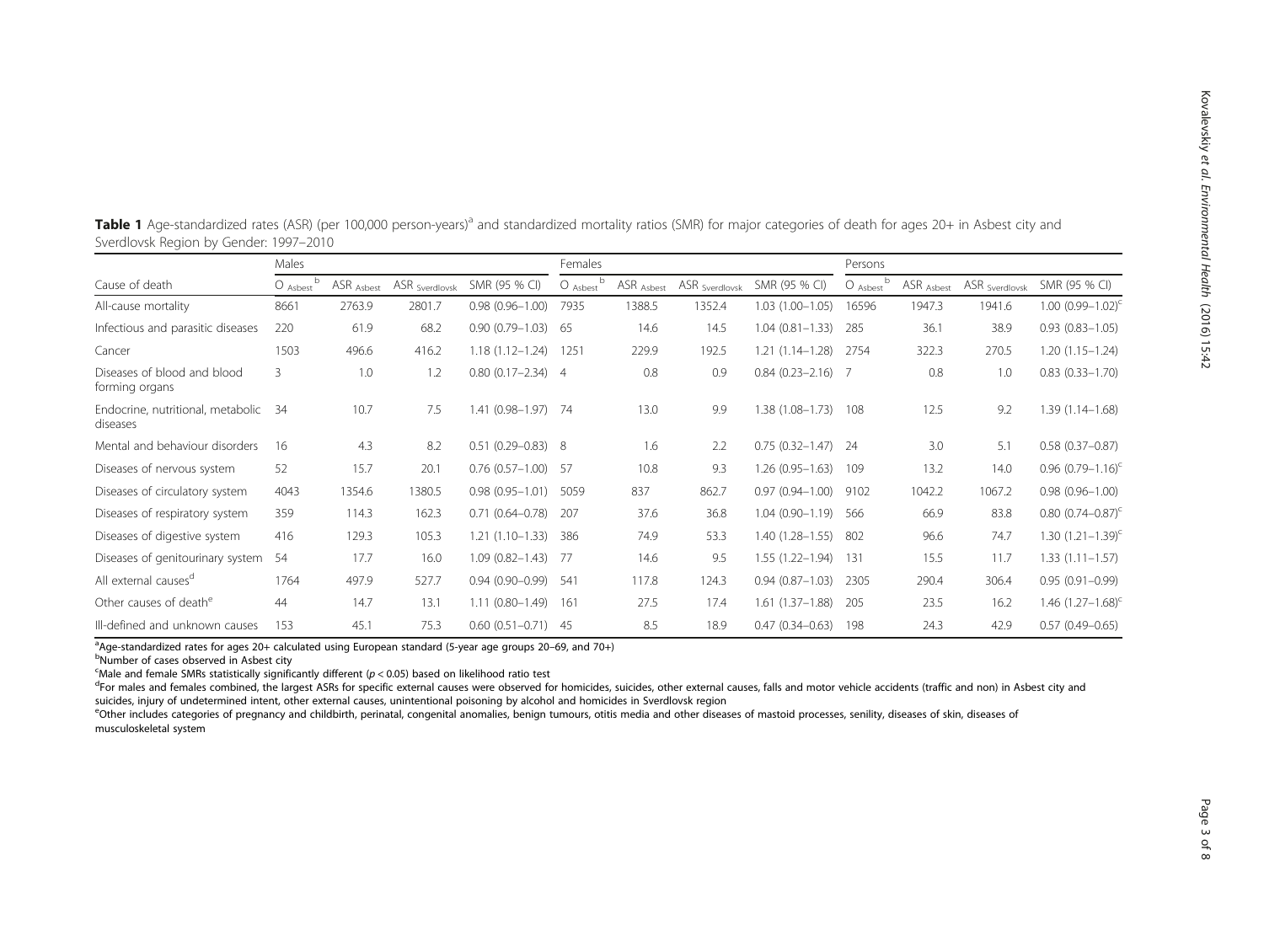**Table 1** Age-standardized rates (ASR) (per 100,000 person-years)[a] and standardized mortality ratios (SMR) for major categories of death for ages 20+ in Asbest city and Sverdlovsk Region by Gender: 1997–2010

| | Males | | | | Females | | | | Persons | | | |
|---|---|---|---|---|---|---|---|---|---|---|---|---|
| Cause of death | $O_{Asbest}$[b] | $ASR_{Asbest}$ | $ASR_{Sverdlovsk}$ | SMR (95 % CI) | $O_{Asbest}$[b] | $ASR_{Asbest}$ | $ASR_{Sverdlovsk}$ | SMR (95 % CI) | $O_{Asbest}$[b] | $ASR_{Asbest}$ | $ASR_{Sverdlovsk}$ | SMR (95 % CI) |
| All-cause mortality | 8661 | 2763.9 | 2801.7 | 0.98 (0.96–1.00) | 7935 | 1388.5 | 1352.4 | 1.03 (1.00–1.05) | 16596 | 1947.3 | 1941.6 | 1.00 (0.99–1.02)[c] |
| Infectious and parasitic diseases | 220 | 61.9 | 68.2 | 0.90 (0.79–1.03) | 65 | 14.6 | 14.5 | 1.04 (0.81–1.33) | 285 | 36.1 | 38.9 | 0.93 (0.83–1.05) |
| Cancer | 1503 | 496.6 | 416.2 | 1.18 (1.12–1.24) | 1251 | 229.9 | 192.5 | 1.21 (1.14–1.28) | 2754 | 322.3 | 270.5 | 1.20 (1.15–1.24) |
| Diseases of blood and blood forming organs | 3 | 1.0 | 1.2 | 0.80 (0.17–2.34) | 4 | 0.8 | 0.9 | 0.84 (0.23–2.16) | 7 | 0.8 | 1.0 | 0.83 (0.33–1.70) |
| Endocrine, nutritional, metabolic diseases | 34 | 10.7 | 7.5 | 1.41 (0.98–1.97) | 74 | 13.0 | 9.9 | 1.38 (1.08–1.73) | 108 | 12.5 | 9.2 | 1.39 (1.14–1.68) |
| Mental and behaviour disorders | 16 | 4.3 | 8.2 | 0.51 (0.29–0.83) | 8 | 1.6 | 2.2 | 0.75 (0.32–1.47) | 24 | 3.0 | 5.1 | 0.58 (0.37–0.87) |
| Diseases of nervous system | 52 | 15.7 | 20.1 | 0.76 (0.57–1.00) | 57 | 10.8 | 9.3 | 1.26 (0.95–1.63) | 109 | 13.2 | 14.0 | 0.96 (0.79–1.16)[c] |
| Diseases of circulatory system | 4043 | 1354.6 | 1380.5 | 0.98 (0.95–1.01) | 5059 | 837 | 862.7 | 0.97 (0.94–1.00) | 9102 | 1042.2 | 1067.2 | 0.98 (0.96–1.00) |
| Diseases of respiratory system | 359 | 114.3 | 162.3 | 0.71 (0.64–0.78) | 207 | 37.6 | 36.8 | 1.04 (0.90–1.19) | 566 | 66.9 | 83.8 | 0.80 (0.74–0.87)[c] |
| Diseases of digestive system | 416 | 129.3 | 105.3 | 1.21 (1.10–1.33) | 386 | 74.9 | 53.3 | 1.40 (1.28–1.55) | 802 | 96.6 | 74.7 | 1.30 (1.21–1.39)[c] |
| Diseases of genitourinary system | 54 | 17.7 | 16.0 | 1.09 (0.82–1.43) | 77 | 14.6 | 9.5 | 1.55 (1.22–1.94) | 131 | 15.5 | 11.7 | 1.33 (1.11–1.57) |
| All external causes[d] | 1764 | 497.9 | 527.7 | 0.94 (0.90–0.99) | 541 | 117.8 | 124.3 | 0.94 (0.87–1.03) | 2305 | 290.4 | 306.4 | 0.95 (0.91–0.99) |
| Other causes of death[e] | 44 | 14.7 | 13.1 | 1.11 (0.80–1.49) | 161 | 27.5 | 17.4 | 1.61 (1.37–1.88) | 205 | 23.5 | 16.2 | 1.46 (1.27–1.68)[c] |
| Ill-defined and unknown causes | 153 | 45.1 | 75.3 | 0.60 (0.51–0.71) | 45 | 8.5 | 18.9 | 0.47 (0.34–0.63) | 198 | 24.3 | 42.9 | 0.57 (0.49–0.65) |

[a]Age-standardized rates for ages 20+ calculated using European standard (5-year age groups 20–69, and 70+)
[b]Number of cases observed in Asbest city
[c]Male and female SMRs statistically significantly different ($p < 0.05$) based on likelihood ratio test
[d]For males and females combined, the largest ASRs for specific external causes were observed for homicides, suicides, other external causes, falls and motor vehicle accidents (traffic and non) in Asbest city and suicides, injury of undetermined intent, other external causes, unintentional poisoning by alcohol and homicides in Sverdlovsk region
[e]Other includes categories of pregnancy and childbirth, perinatal, congenital anomalies, benign tumours, otitis media and other diseases of mastoid processes, senility, diseases of skin, diseases of musculoskeletal system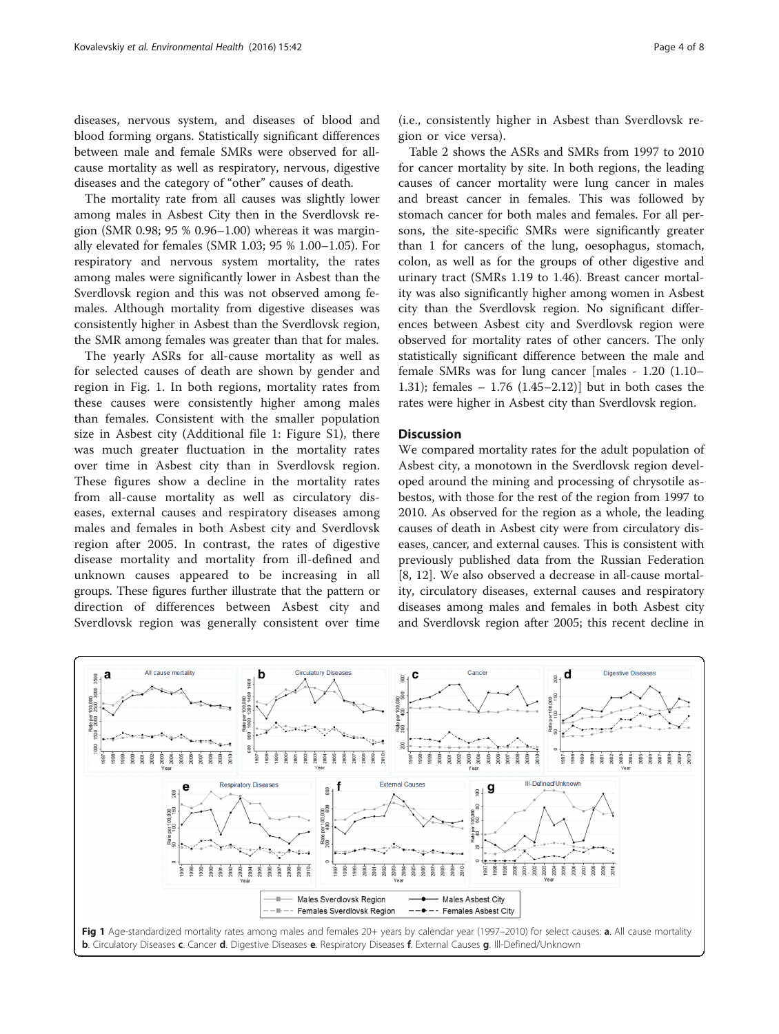diseases, nervous system, and diseases of blood and blood forming organs. Statistically significant differences between male and female SMRs were observed for all-cause mortality as well as respiratory, nervous, digestive diseases and the category of "other" causes of death.

The mortality rate from all causes was slightly lower among males in Asbest City then in the Sverdlovsk region (SMR 0.98; 95 % 0.96–1.00) whereas it was marginally elevated for females (SMR 1.03; 95 % 1.00–1.05). For respiratory and nervous system mortality, the rates among males were significantly lower in Asbest than the Sverdlovsk region and this was not observed among females. Although mortality from digestive diseases was consistently higher in Asbest than the Sverdlovsk region, the SMR among females was greater than that for males.

The yearly ASRs for all-cause mortality as well as for selected causes of death are shown by gender and region in Fig. 1. In both regions, mortality rates from these causes were consistently higher among males than females. Consistent with the smaller population size in Asbest city (Additional file 1: Figure S1), there was much greater fluctuation in the mortality rates over time in Asbest city than in Sverdlovsk region. These figures show a decline in the mortality rates from all-cause mortality as well as circulatory diseases, external causes and respiratory diseases among males and females in both Asbest city and Sverdlovsk region after 2005. In contrast, the rates of digestive disease mortality and mortality from ill-defined and unknown causes appeared to be increasing in all groups. These figures further illustrate that the pattern or direction of differences between Asbest city and Sverdlovsk region was generally consistent over time (i.e., consistently higher in Asbest than Sverdlovsk region or vice versa).

Table 2 shows the ASRs and SMRs from 1997 to 2010 for cancer mortality by site. In both regions, the leading causes of cancer mortality were lung cancer in males and breast cancer in females. This was followed by stomach cancer for both males and females. For all persons, the site-specific SMRs were significantly greater than 1 for cancers of the lung, oesophagus, stomach, colon, as well as for the groups of other digestive and urinary tract (SMRs 1.19 to 1.46). Breast cancer mortality was also significantly higher among women in Asbest city than the Sverdlovsk region. No significant differences between Asbest city and Sverdlovsk region were observed for mortality rates of other cancers. The only statistically significant difference between the male and female SMRs was for lung cancer [males - 1.20 (1.10–1.31); females – 1.76 (1.45–2.12)] but in both cases the rates were higher in Asbest city than Sverdlovsk region.

## Discussion

We compared mortality rates for the adult population of Asbest city, a monotown in the Sverdlovsk region developed around the mining and processing of chrysotile asbestos, with those for the rest of the region from 1997 to 2010. As observed for the region as a whole, the leading causes of death in Asbest city were from circulatory diseases, cancer, and external causes. This is consistent with previously published data from the Russian Federation [8, 12]. We also observed a decrease in all-cause mortality, circulatory diseases, external causes and respiratory diseases among males and females in both Asbest city and Sverdlovsk region after 2005; this recent decline in

**Fig 1** Age-standardized mortality rates among males and females 20+ years by calendar year (1997–2010) for select causes: **a**. All cause mortality **b**. Circulatory Diseases **c**. Cancer **d**. Digestive Diseases **e**. Respiratory Diseases **f**. External Causes **g**. Ill-Defined/Unknown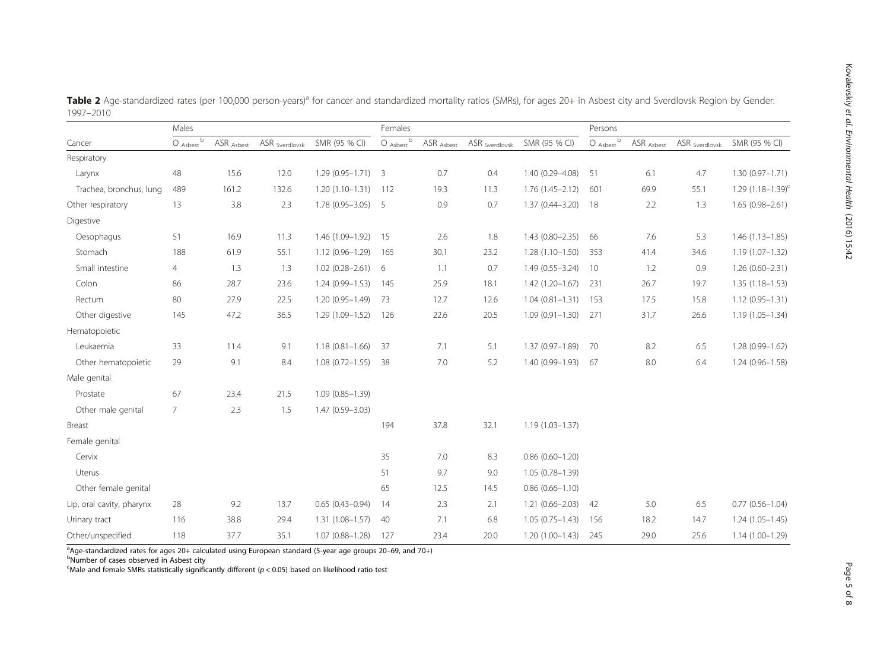**Table 2** Age-standardized rates (per 100,000 person-years)[a] for cancer and standardized mortality ratios (SMRs), for ages 20+ in Asbest city and Sverdlovsk Region by Gender: 1997–2010

| Cancer | Males | | | | Females | | | | Persons | | | |
|---|---|---|---|---|---|---|---|---|---|---|---|---|
| | $O_{Asbest}$[b] | $ASR_{Asbest}$ | $ASR_{Sverdlovsk}$ | SMR (95 % CI) | $O_{Asbest}$[b] | $ASR_{Asbest}$ | $ASR_{Sverdlovsk}$ | SMR (95 % CI) | $O_{Asbest}$[b] | $ASR_{Asbest}$ | $ASR_{Sverdlovsk}$ | SMR (95 % CI) |
| Respiratory | | | | | | | | | | | | |
| Larynx | 48 | 15.6 | 12.0 | 1.29 (0.95–1.71) | 3 | 0.7 | 0.4 | 1.40 (0.29–4.08) | 51 | 6.1 | 4.7 | 1.30 (0.97–1.71) |
| Trachea, bronchus, lung | 489 | 161.2 | 132.6 | 1.20 (1.10–1.31) | 112 | 19.3 | 11.3 | 1.76 (1.45–2.12) | 601 | 69.9 | 55.1 | 1.29 (1.18–1.39)[c] |
| Other respiratory | 13 | 3.8 | 2.3 | 1.78 (0.95–3.05) | 5 | 0.9 | 0.7 | 1.37 (0.44–3.20) | 18 | 2.2 | 1.3 | 1.65 (0.98–2.61) |
| Digestive | | | | | | | | | | | | |
| Oesophagus | 51 | 16.9 | 11.3 | 1.46 (1.09–1.92) | 15 | 2.6 | 1.8 | 1.43 (0.80–2.35) | 66 | 7.6 | 5.3 | 1.46 (1.13–1.85) |
| Stomach | 188 | 61.9 | 55.1 | 1.12 (0.96–1.29) | 165 | 30.1 | 23.2 | 1.28 (1.10–1.50) | 353 | 41.4 | 34.6 | 1.19 (1.07–1.32) |
| Small intestine | 4 | 1.3 | 1.3 | 1.02 (0.28–2.61) | 6 | 1.1 | 0.7 | 1.49 (0.55–3.24) | 10 | 1.2 | 0.9 | 1.26 (0.60–2.31) |
| Colon | 86 | 28.7 | 23.6 | 1.24 (0.99–1.53) | 145 | 25.9 | 18.1 | 1.42 (1.20–1.67) | 231 | 26.7 | 19.7 | 1.35 (1.18–1.53) |
| Rectum | 80 | 27.9 | 22.5 | 1.20 (0.95–1.49) | 73 | 12.7 | 12.6 | 1.04 (0.81–1.31) | 153 | 17.5 | 15.8 | 1.12 (0.95–1.31) |
| Other digestive | 145 | 47.2 | 36.5 | 1.29 (1.09–1.52) | 126 | 22.6 | 20.5 | 1.09 (0.91–1.30) | 271 | 31.7 | 26.6 | 1.19 (1.05–1.34) |
| Hematopoietic | | | | | | | | | | | | |
| Leukaemia | 33 | 11.4 | 9.1 | 1.18 (0.81–1.66) | 37 | 7.1 | 5.1 | 1.37 (0.97–1.89) | 70 | 8.2 | 6.5 | 1.28 (0.99–1.62) |
| Other hematopoietic | 29 | 9.1 | 8.4 | 1.08 (0.72–1.55) | 38 | 7.0 | 5.2 | 1.40 (0.99–1.93) | 67 | 8.0 | 6.4 | 1.24 (0.96–1.58) |
| Male genital | | | | | | | | | | | | |
| Prostate | 67 | 23.4 | 21.5 | 1.09 (0.85–1.39) | | | | | | | | |
| Other male genital | 7 | 2.3 | 1.5 | 1.47 (0.59–3.03) | | | | | | | | |
| Breast | | | | | 194 | 37.8 | 32.1 | 1.19 (1.03–1.37) | | | | |
| Female genital | | | | | | | | | | | | |
| Cervix | | | | | 35 | 7.0 | 8.3 | 0.86 (0.60–1.20) | | | | |
| Uterus | | | | | 51 | 9.7 | 9.0 | 1.05 (0.78–1.39) | | | | |
| Other female genital | | | | | 65 | 12.5 | 14.5 | 0.86 (0.66–1.10) | | | | |
| Lip, oral cavity, pharynx | 28 | 9.2 | 13.7 | 0.65 (0.43–0.94) | 14 | 2.3 | 2.1 | 1.21 (0.66–2.03) | 42 | 5.0 | 6.5 | 0.77 (0.56–1.04) |
| Urinary tract | 116 | 38.8 | 29.4 | 1.31 (1.08–1.57) | 40 | 7.1 | 6.8 | 1.05 (0.75–1.43) | 156 | 18.2 | 14.7 | 1.24 (1.05–1.45) |
| Other/unspecified | 118 | 37.7 | 35.1 | 1.07 (0.88–1.28) | 127 | 23.4 | 20.0 | 1.20 (1.00–1.43) | 245 | 29.0 | 25.6 | 1.14 (1.00–1.29) |

[a]Age-standardized rates for ages 20+ calculated using European standard (5-year age groups 20–69, and 70+)
[b]Number of cases observed in Asbest city
[c]Male and female SMRs statistically significantly different ($p < 0.05$) based on likelihood ratio test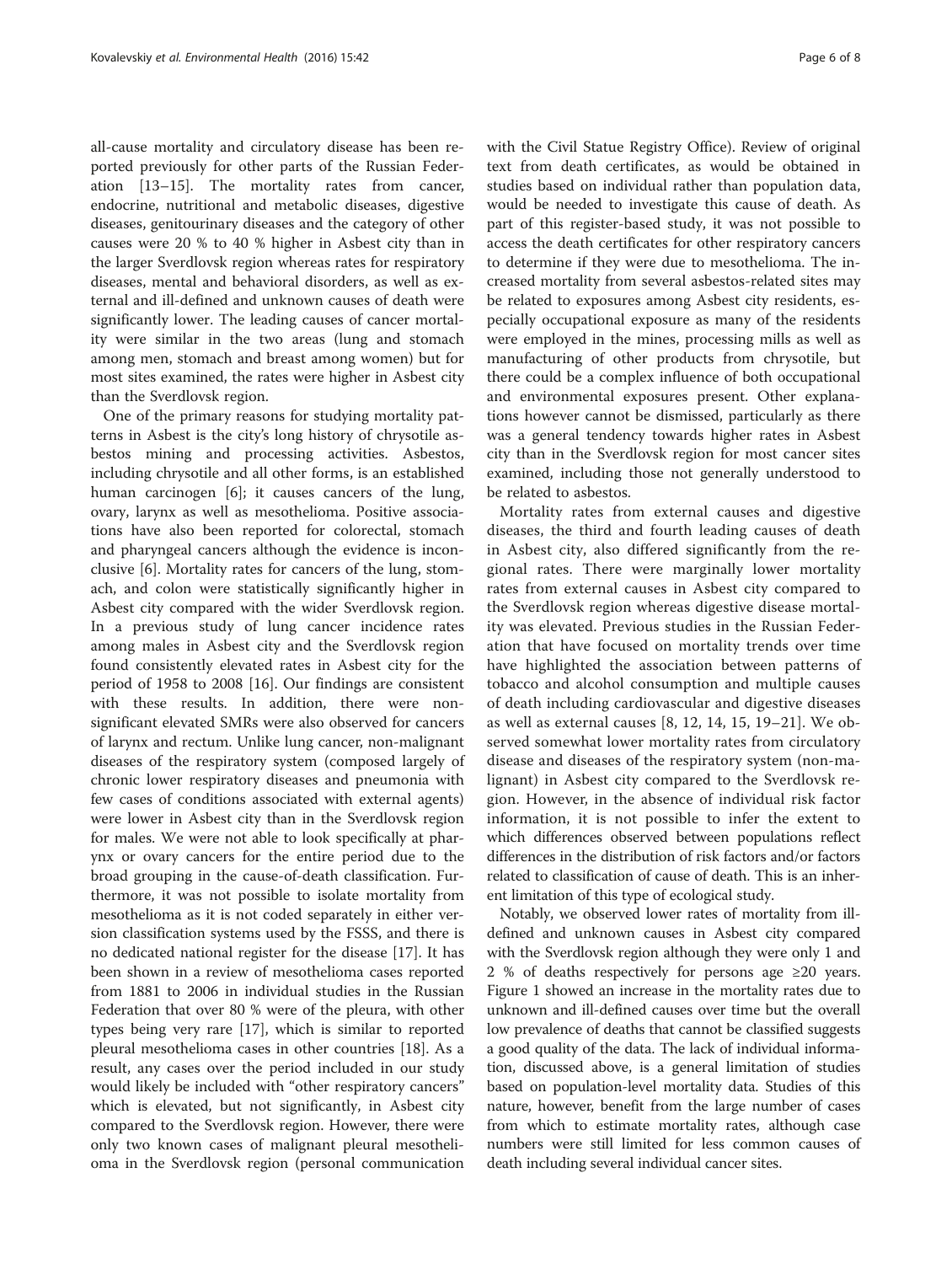all-cause mortality and circulatory disease has been reported previously for other parts of the Russian Federation [13–15]. The mortality rates from cancer, endocrine, nutritional and metabolic diseases, digestive diseases, genitourinary diseases and the category of other causes were 20 % to 40 % higher in Asbest city than in the larger Sverdlovsk region whereas rates for respiratory diseases, mental and behavioral disorders, as well as external and ill-defined and unknown causes of death were significantly lower. The leading causes of cancer mortality were similar in the two areas (lung and stomach among men, stomach and breast among women) but for most sites examined, the rates were higher in Asbest city than the Sverdlovsk region.

One of the primary reasons for studying mortality patterns in Asbest is the city's long history of chrysotile asbestos mining and processing activities. Asbestos, including chrysotile and all other forms, is an established human carcinogen [6]; it causes cancers of the lung, ovary, larynx as well as mesothelioma. Positive associations have also been reported for colorectal, stomach and pharyngeal cancers although the evidence is inconclusive [6]. Mortality rates for cancers of the lung, stomach, and colon were statistically significantly higher in Asbest city compared with the wider Sverdlovsk region. In a previous study of lung cancer incidence rates among males in Asbest city and the Sverdlovsk region found consistently elevated rates in Asbest city for the period of 1958 to 2008 [16]. Our findings are consistent with these results. In addition, there were non-significant elevated SMRs were also observed for cancers of larynx and rectum. Unlike lung cancer, non-malignant diseases of the respiratory system (composed largely of chronic lower respiratory diseases and pneumonia with few cases of conditions associated with external agents) were lower in Asbest city than in the Sverdlovsk region for males. We were not able to look specifically at pharynx or ovary cancers for the entire period due to the broad grouping in the cause-of-death classification. Furthermore, it was not possible to isolate mortality from mesothelioma as it is not coded separately in either version classification systems used by the FSSS, and there is no dedicated national register for the disease [17]. It has been shown in a review of mesothelioma cases reported from 1881 to 2006 in individual studies in the Russian Federation that over 80 % were of the pleura, with other types being very rare [17], which is similar to reported pleural mesothelioma cases in other countries [18]. As a result, any cases over the period included in our study would likely be included with "other respiratory cancers" which is elevated, but not significantly, in Asbest city compared to the Sverdlovsk region. However, there were only two known cases of malignant pleural mesothelioma in the Sverdlovsk region (personal communication with the Civil Statue Registry Office). Review of original text from death certificates, as would be obtained in studies based on individual rather than population data, would be needed to investigate this cause of death. As part of this register-based study, it was not possible to access the death certificates for other respiratory cancers to determine if they were due to mesothelioma. The increased mortality from several asbestos-related sites may be related to exposures among Asbest city residents, especially occupational exposure as many of the residents were employed in the mines, processing mills as well as manufacturing of other products from chrysotile, but there could be a complex influence of both occupational and environmental exposures present. Other explanations however cannot be dismissed, particularly as there was a general tendency towards higher rates in Asbest city than in the Sverdlovsk region for most cancer sites examined, including those not generally understood to be related to asbestos.

Mortality rates from external causes and digestive diseases, the third and fourth leading causes of death in Asbest city, also differed significantly from the regional rates. There were marginally lower mortality rates from external causes in Asbest city compared to the Sverdlovsk region whereas digestive disease mortality was elevated. Previous studies in the Russian Federation that have focused on mortality trends over time have highlighted the association between patterns of tobacco and alcohol consumption and multiple causes of death including cardiovascular and digestive diseases as well as external causes [8, 12, 14, 15, 19–21]. We observed somewhat lower mortality rates from circulatory disease and diseases of the respiratory system (non-malignant) in Asbest city compared to the Sverdlovsk region. However, in the absence of individual risk factor information, it is not possible to infer the extent to which differences observed between populations reflect differences in the distribution of risk factors and/or factors related to classification of cause of death. This is an inherent limitation of this type of ecological study.

Notably, we observed lower rates of mortality from ill-defined and unknown causes in Asbest city compared with the Sverdlovsk region although they were only 1 and 2 % of deaths respectively for persons age ≥20 years. Figure 1 showed an increase in the mortality rates due to unknown and ill-defined causes over time but the overall low prevalence of deaths that cannot be classified suggests a good quality of the data. The lack of individual information, discussed above, is a general limitation of studies based on population-level mortality data. Studies of this nature, however, benefit from the large number of cases from which to estimate mortality rates, although case numbers were still limited for less common causes of death including several individual cancer sites.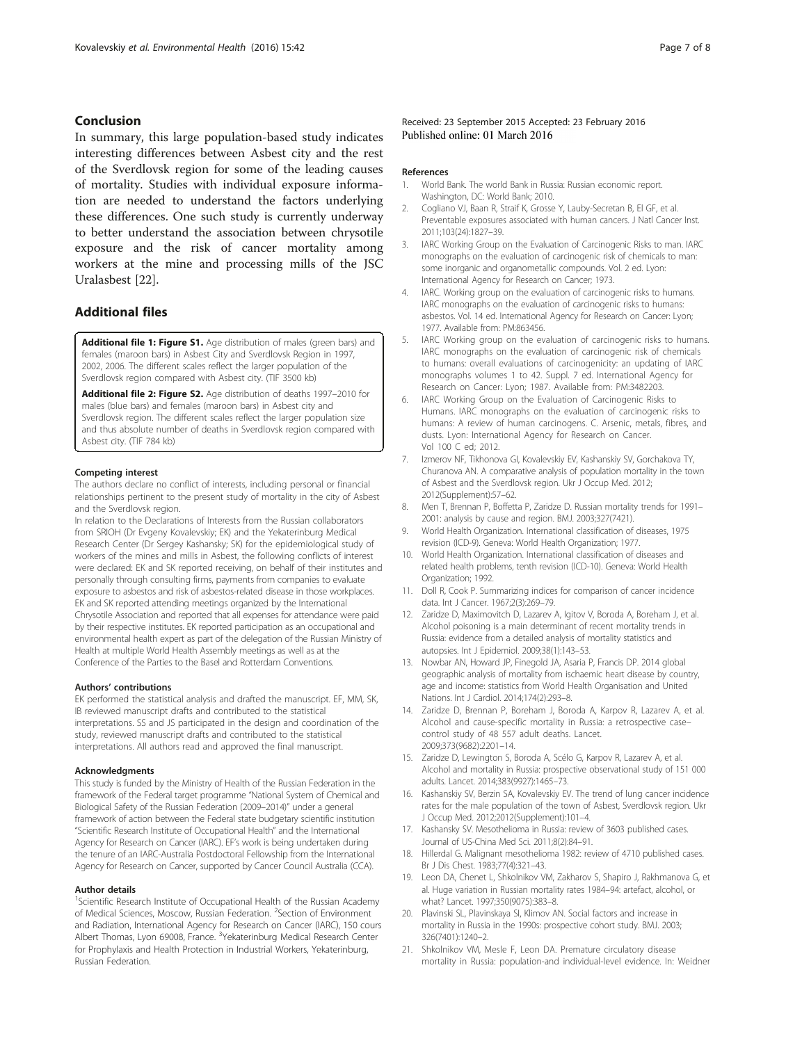## Conclusion

In summary, this large population-based study indicates interesting differences between Asbest city and the rest of the Sverdlovsk region for some of the leading causes of mortality. Studies with individual exposure information are needed to understand the factors underlying these differences. One such study is currently underway to better understand the association between chrysotile exposure and the risk of cancer mortality among workers at the mine and processing mills of the JSC Uralasbest [22].

## Additional files

**Additional file 1: Figure S1.** Age distribution of males (green bars) and females (maroon bars) in Asbest City and Sverdlovsk Region in 1997, 2002, 2006. The different scales reflect the larger population of the Sverdlovsk region compared with Asbest city. (TIF 3500 kb)

**Additional file 2: Figure S2.** Age distribution of deaths 1997–2010 for males (blue bars) and females (maroon bars) in Asbest city and Sverdlovsk region. The different scales reflect the larger population size and thus absolute number of deaths in Sverdlovsk region compared with Asbest city. (TIF 784 kb)

#### Competing interest

The authors declare no conflict of interests, including personal or financial relationships pertinent to the present study of mortality in the city of Asbest and the Sverdlovsk region.

In relation to the Declarations of Interests from the Russian collaborators from SRIOH (Dr Evgeny Kovalevskiy; EK) and the Yekaterinburg Medical Research Center (Dr Sergey Kashansky; SK) for the epidemiological study of workers of the mines and mills in Asbest, the following conflicts of interest were declared: EK and SK reported receiving, on behalf of their institutes and personally through consulting firms, payments from companies to evaluate exposure to asbestos and risk of asbestos-related disease in those workplaces. EK and SK reported attending meetings organized by the International Chrysotile Association and reported that all expenses for attendance were paid by their respective institutes. EK reported participation as an occupational and environmental health expert as part of the delegation of the Russian Ministry of Health at multiple World Health Assembly meetings as well as at the Conference of the Parties to the Basel and Rotterdam Conventions.

#### Authors' contributions

EK performed the statistical analysis and drafted the manuscript. EF, MM, SK, IB reviewed manuscript drafts and contributed to the statistical interpretations. SS and JS participated in the design and coordination of the study, reviewed manuscript drafts and contributed to the statistical interpretations. All authors read and approved the final manuscript.

#### Acknowledgments

This study is funded by the Ministry of Health of the Russian Federation in the framework of the Federal target programme "National System of Chemical and Biological Safety of the Russian Federation (2009–2014)" under a general framework of action between the Federal state budgetary scientific institution "Scientific Research Institute of Occupational Health" and the International Agency for Research on Cancer (IARC). EF's work is being undertaken during the tenure of an IARC-Australia Postdoctoral Fellowship from the International Agency for Research on Cancer, supported by Cancer Council Australia (CCA).

#### Author details

[1]Scientific Research Institute of Occupational Health of the Russian Academy of Medical Sciences, Moscow, Russian Federation. [2]Section of Environment and Radiation, International Agency for Research on Cancer (IARC), 150 cours Albert Thomas, Lyon 69008, France. [3]Yekaterinburg Medical Research Center for Prophylaxis and Health Protection in Industrial Workers, Yekaterinburg, Russian Federation.

Received: 23 September 2015 Accepted: 23 February 2016
Published online: 01 March 2016

#### References

1. World Bank. The world Bank in Russia: Russian economic report. Washington, DC: World Bank; 2010.
2. Cogliano VJ, Baan R, Straif K, Grosse Y, Lauby-Secretan B, El GF, et al. Preventable exposures associated with human cancers. J Natl Cancer Inst. 2011;103(24):1827–39.
3. IARC Working Group on the Evaluation of Carcinogenic Risks to man. IARC monographs on the evaluation of carcinogenic risk of chemicals to man: some inorganic and organometallic compounds. Vol. 2 ed. Lyon: International Agency for Research on Cancer; 1973.
4. IARC. Working group on the evaluation of carcinogenic risks to humans. IARC monographs on the evaluation of carcinogenic risks to humans: asbestos. Vol. 14 ed. International Agency for Research on Cancer: Lyon; 1977. Available from: PM:863456.
5. IARC Working group on the evaluation of carcinogenic risks to humans. IARC monographs on the evaluation of carcinogenic risk of chemicals to humans: overall evaluations of carcinogenicity: an updating of IARC monographs volumes 1 to 42. Suppl. 7 ed. International Agency for Research on Cancer: Lyon; 1987. Available from: PM:3482203.
6. IARC Working Group on the Evaluation of Carcinogenic Risks to Humans. IARC monographs on the evaluation of carcinogenic risks to humans: A review of human carcinogens. C. Arsenic, metals, fibres, and dusts. Lyon: International Agency for Research on Cancer. Vol 100 C ed; 2012.
7. Izmerov NF, Tikhonova GI, Kovalevskiy EV, Kashanskiy SV, Gorchakova TY, Churanova AN. A comparative analysis of population mortality in the town of Asbest and the Sverdlovsk region. Ukr J Occup Med. 2012; 2012(Supplement):57–62.
8. Men T, Brennan P, Boffetta P, Zaridze D. Russian mortality trends for 1991–2001: analysis by cause and region. BMJ. 2003;327(7421).
9. World Health Organization. International classification of diseases, 1975 revision (ICD-9). Geneva: World Health Organization; 1977.
10. World Health Organization. International classification of diseases and related health problems, tenth revision (ICD-10). Geneva: World Health Organization; 1992.
11. Doll R, Cook P. Summarizing indices for comparison of cancer incidence data. Int J Cancer. 1967;2(3):269–79.
12. Zaridze D, Maximovitch D, Lazarev A, Igitov V, Boroda A, Boreham J, et al. Alcohol poisoning is a main determinant of recent mortality trends in Russia: evidence from a detailed analysis of mortality statistics and autopsies. Int J Epidemiol. 2009;38(1):143–53.
13. Nowbar AN, Howard JP, Finegold JA, Asaria P, Francis DP. 2014 global geographic analysis of mortality from ischaemic heart disease by country, age and income: statistics from World Health Organisation and United Nations. Int J Cardiol. 2014;174(2):293–8.
14. Zaridze D, Brennan P, Boreham J, Boroda A, Karpov R, Lazarev A, et al. Alcohol and cause-specific mortality in Russia: a retrospective case–control study of 48 557 adult deaths. Lancet. 2009;373(9682):2201–14.
15. Zaridze D, Lewington S, Boroda A, Scélo G, Karpov R, Lazarev A, et al. Alcohol and mortality in Russia: prospective observational study of 151 000 adults. Lancet. 2014;383(9927):1465–73.
16. Kashanskiy SV, Berzin SA, Kovalevskiy EV. The trend of lung cancer incidence rates for the male population of the town of Asbest, Sverdlovsk region. Ukr J Occup Med. 2012;2012(Supplement):101–4.
17. Kashansky SV. Mesothelioma in Russia: review of 3603 published cases. Journal of US-China Med Sci. 2011;8(2):84–91.
18. Hillerdal G. Malignant mesothelioma 1982: review of 4710 published cases. Br J Dis Chest. 1983;77(4):321–43.
19. Leon DA, Chenet L, Shkolnikov VM, Zakharov S, Shapiro J, Rakhmanova G, et al. Huge variation in Russian mortality rates 1984–94: artefact, alcohol, or what? Lancet. 1997;350(9075):383–8.
20. Plavinski SL, Plavinskaya SI, Klimov AN. Social factors and increase in mortality in Russia in the 1990s: prospective cohort study. BMJ. 2003; 326(7401):1240–2.
21. Shkolnikov VM, Mesle F, Leon DA. Premature circulatory disease mortality in Russia: population-and individual-level evidence. In: Weidner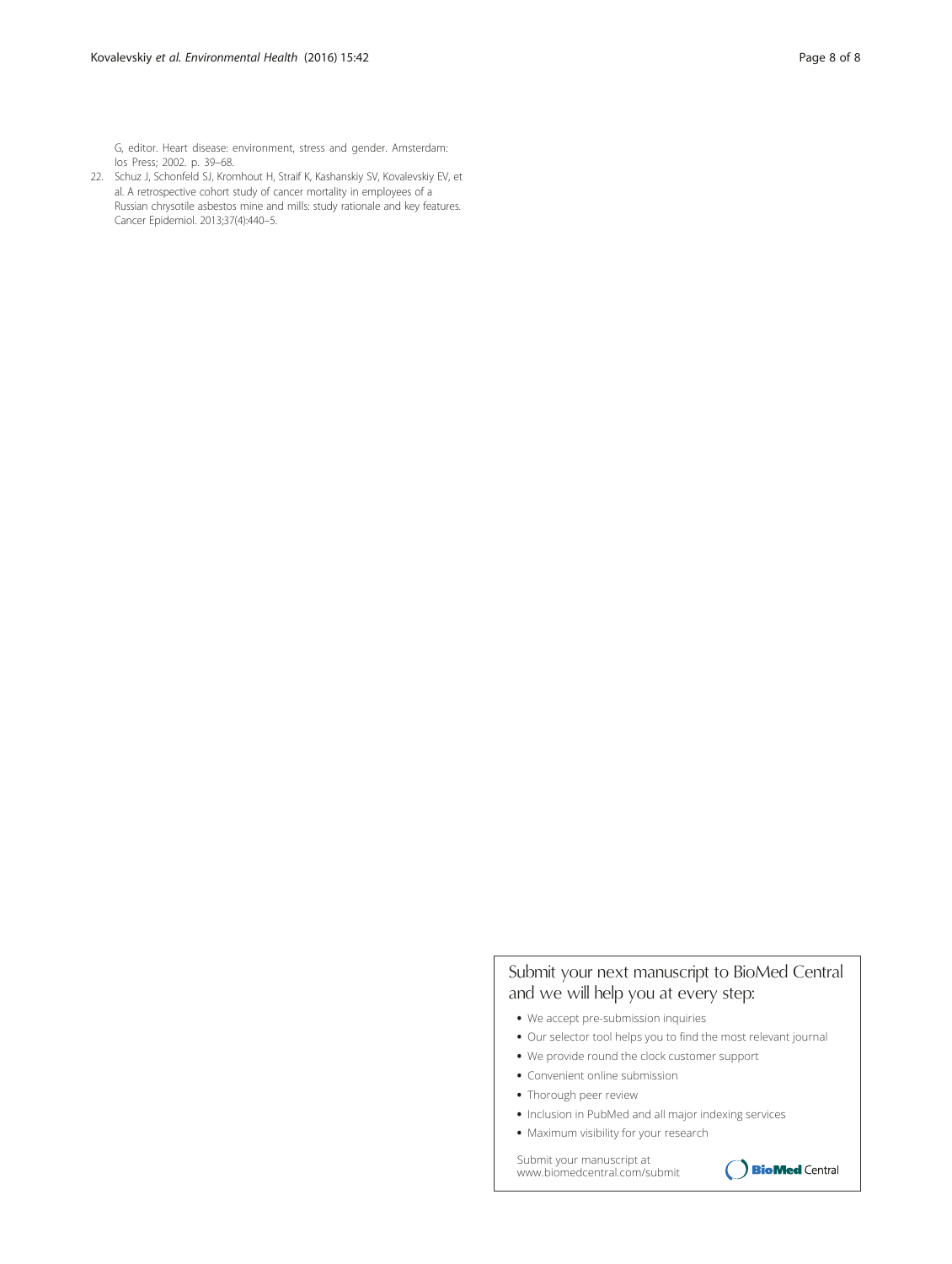G, editor. Heart disease: environment, stress and gender. Amsterdam: Ios Press; 2002. p. 39–68.

22. Schuz J, Schonfeld SJ, Kromhout H, Straif K, Kashanskiy SV, Kovalevskiy EV, et al. A retrospective cohort study of cancer mortality in employees of a Russian chrysotile asbestos mine and mills: study rationale and key features. Cancer Epidemiol. 2013;37(4):440–5.

Submit your next manuscript to BioMed Central and we will help you at every step:

- We accept pre-submission inquiries
- Our selector tool helps you to find the most relevant journal
- We provide round the clock customer support
- Convenient online submission
- Thorough peer review
- Inclusion in PubMed and all major indexing services
- Maximum visibility for your research

Submit your manuscript at
www.biomedcentral.com/submit

BioMed Central